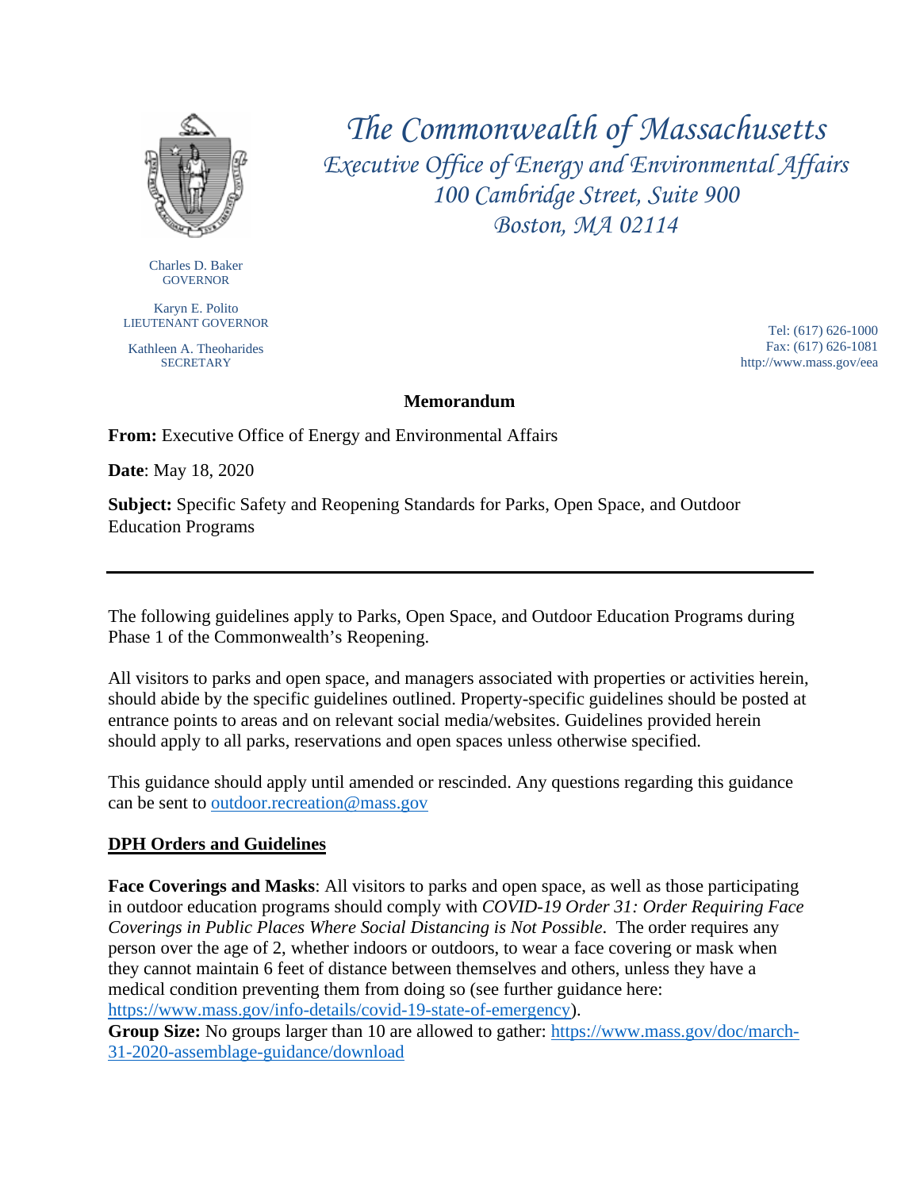# The Commonwealth of Massachusetts

## Executive Office of Energy and Environmental Affairs

100 Cambridge Street, Suite 900
Boston, MA 02114

Charles D. Baker
GOVERNOR

Karyn E. Polito
LIEUTENANT GOVERNOR

Kathleen A. Theoharides
SECRETARY

Tel: (617) 626-1000
Fax: (617) 626-1081
http://www.mass.gov/eea

**Memorandum**

**From:** Executive Office of Energy and Environmental Affairs

**Date**: May 18, 2020

**Subject:** Specific Safety and Reopening Standards for Parks, Open Space, and Outdoor Education Programs

---

The following guidelines apply to Parks, Open Space, and Outdoor Education Programs during Phase 1 of the Commonwealth's Reopening.

All visitors to parks and open space, and managers associated with properties or activities herein, should abide by the specific guidelines outlined. Property-specific guidelines should be posted at entrance points to areas and on relevant social media/websites. Guidelines provided herein should apply to all parks, reservations and open spaces unless otherwise specified.

This guidance should apply until amended or rescinded. Any questions regarding this guidance can be sent to outdoor.recreation@mass.gov

**DPH Orders and Guidelines**

**Face Coverings and Masks**: All visitors to parks and open space, as well as those participating in outdoor education programs should comply with *COVID-19 Order 31: Order Requiring Face Coverings in Public Places Where Social Distancing is Not Possible*. The order requires any person over the age of 2, whether indoors or outdoors, to wear a face covering or mask when they cannot maintain 6 feet of distance between themselves and others, unless they have a medical condition preventing them from doing so (see further guidance here: https://www.mass.gov/info-details/covid-19-state-of-emergency).
**Group Size:** No groups larger than 10 are allowed to gather: https://www.mass.gov/doc/march-31-2020-assemblage-guidance/download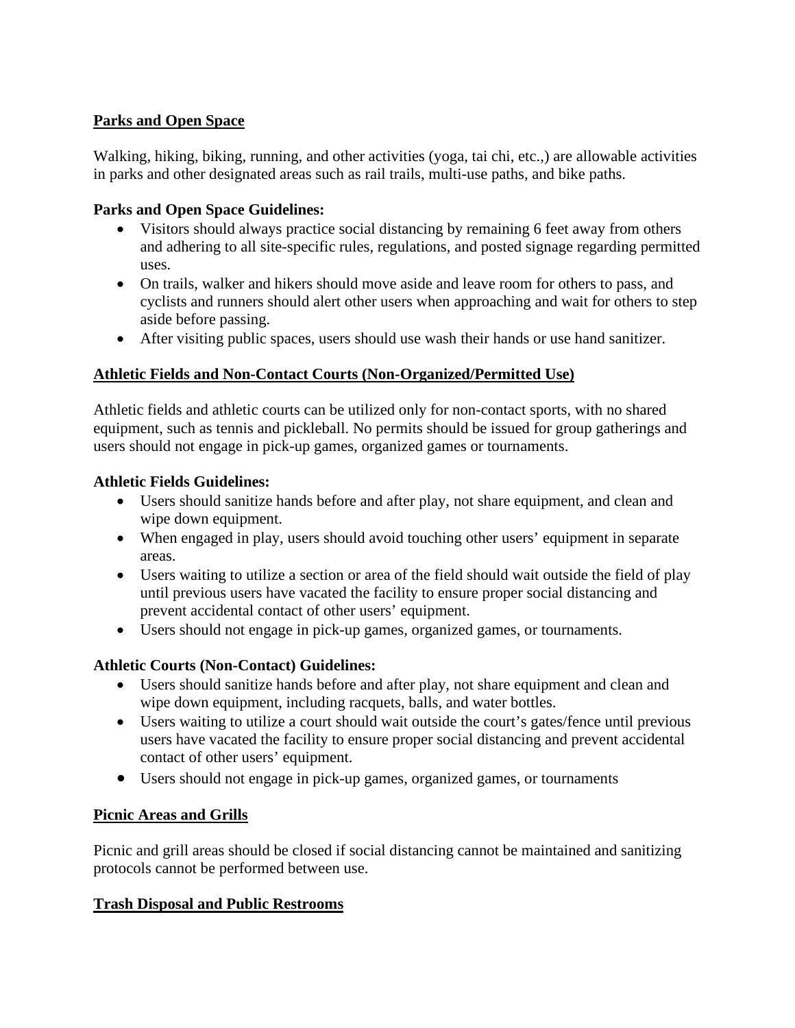## Parks and Open Space

Walking, hiking, biking, running, and other activities (yoga, tai chi, etc.,) are allowable activities in parks and other designated areas such as rail trails, multi-use paths, and bike paths.

**Parks and Open Space Guidelines:**

- Visitors should always practice social distancing by remaining 6 feet away from others and adhering to all site-specific rules, regulations, and posted signage regarding permitted uses.
- On trails, walker and hikers should move aside and leave room for others to pass, and cyclists and runners should alert other users when approaching and wait for others to step aside before passing.
- After visiting public spaces, users should use wash their hands or use hand sanitizer.

## Athletic Fields and Non-Contact Courts (Non-Organized/Permitted Use)

Athletic fields and athletic courts can be utilized only for non-contact sports, with no shared equipment, such as tennis and pickleball. No permits should be issued for group gatherings and users should not engage in pick-up games, organized games or tournaments.

**Athletic Fields Guidelines:**

- Users should sanitize hands before and after play, not share equipment, and clean and wipe down equipment.
- When engaged in play, users should avoid touching other users' equipment in separate areas.
- Users waiting to utilize a section or area of the field should wait outside the field of play until previous users have vacated the facility to ensure proper social distancing and prevent accidental contact of other users' equipment.
- Users should not engage in pick-up games, organized games, or tournaments.

**Athletic Courts (Non-Contact) Guidelines:**

- Users should sanitize hands before and after play, not share equipment and clean and wipe down equipment, including racquets, balls, and water bottles.
- Users waiting to utilize a court should wait outside the court's gates/fence until previous users have vacated the facility to ensure proper social distancing and prevent accidental contact of other users' equipment.
- Users should not engage in pick-up games, organized games, or tournaments

## Picnic Areas and Grills

Picnic and grill areas should be closed if social distancing cannot be maintained and sanitizing protocols cannot be performed between use.

## Trash Disposal and Public Restrooms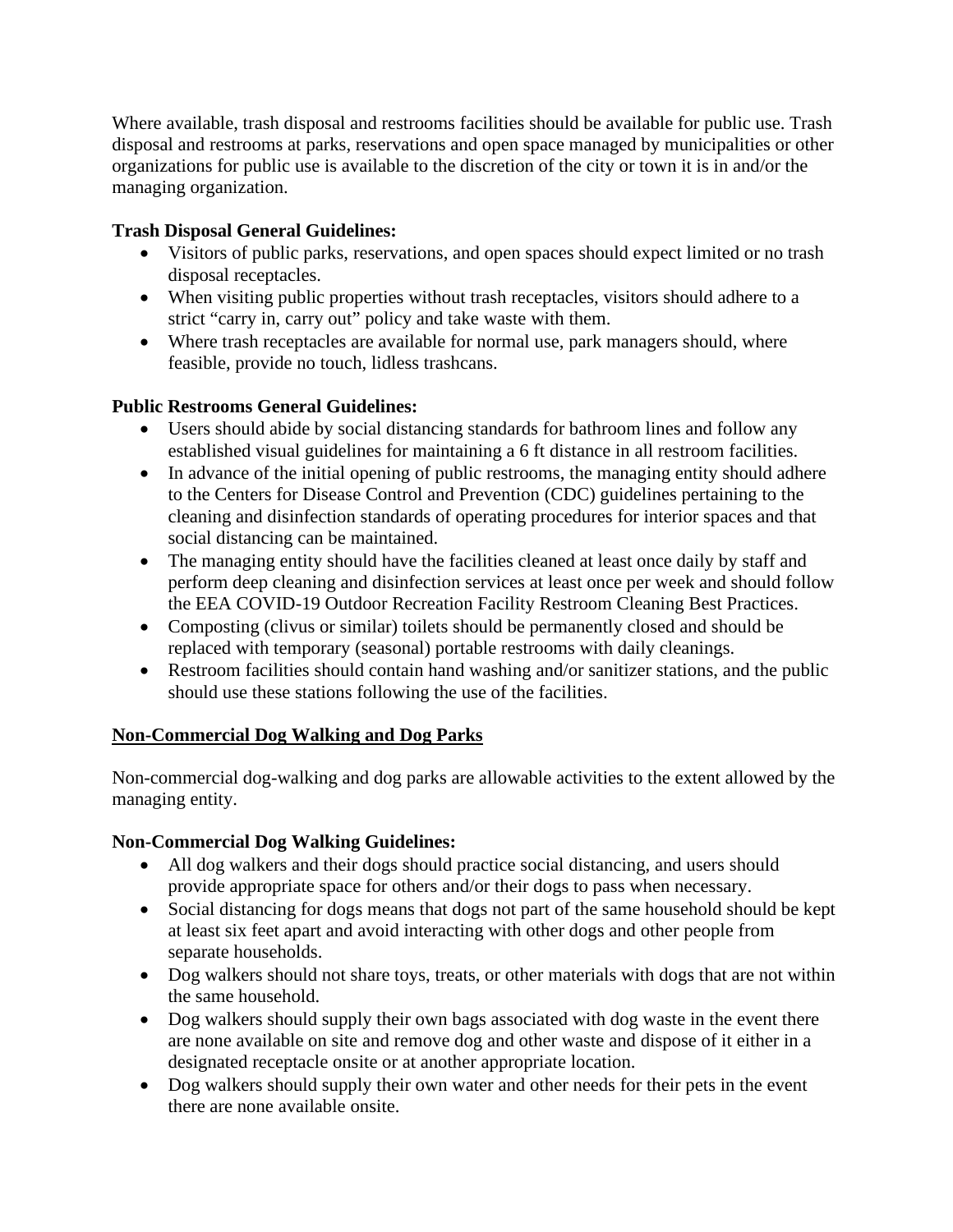Where available, trash disposal and restrooms facilities should be available for public use. Trash disposal and restrooms at parks, reservations and open space managed by municipalities or other organizations for public use is available to the discretion of the city or town it is in and/or the managing organization.

**Trash Disposal General Guidelines:**

- Visitors of public parks, reservations, and open spaces should expect limited or no trash disposal receptacles.
- When visiting public properties without trash receptacles, visitors should adhere to a strict "carry in, carry out" policy and take waste with them.
- Where trash receptacles are available for normal use, park managers should, where feasible, provide no touch, lidless trashcans.

**Public Restrooms General Guidelines:**

- Users should abide by social distancing standards for bathroom lines and follow any established visual guidelines for maintaining a 6 ft distance in all restroom facilities.
- In advance of the initial opening of public restrooms, the managing entity should adhere to the Centers for Disease Control and Prevention (CDC) guidelines pertaining to the cleaning and disinfection standards of operating procedures for interior spaces and that social distancing can be maintained.
- The managing entity should have the facilities cleaned at least once daily by staff and perform deep cleaning and disinfection services at least once per week and should follow the EEA COVID-19 Outdoor Recreation Facility Restroom Cleaning Best Practices.
- Composting (clivus or similar) toilets should be permanently closed and should be replaced with temporary (seasonal) portable restrooms with daily cleanings.
- Restroom facilities should contain hand washing and/or sanitizer stations, and the public should use these stations following the use of the facilities.

## Non-Commercial Dog Walking and Dog Parks

Non-commercial dog-walking and dog parks are allowable activities to the extent allowed by the managing entity.

**Non-Commercial Dog Walking Guidelines:**

- All dog walkers and their dogs should practice social distancing, and users should provide appropriate space for others and/or their dogs to pass when necessary.
- Social distancing for dogs means that dogs not part of the same household should be kept at least six feet apart and avoid interacting with other dogs and other people from separate households.
- Dog walkers should not share toys, treats, or other materials with dogs that are not within the same household.
- Dog walkers should supply their own bags associated with dog waste in the event there are none available on site and remove dog and other waste and dispose of it either in a designated receptacle onsite or at another appropriate location.
- Dog walkers should supply their own water and other needs for their pets in the event there are none available onsite.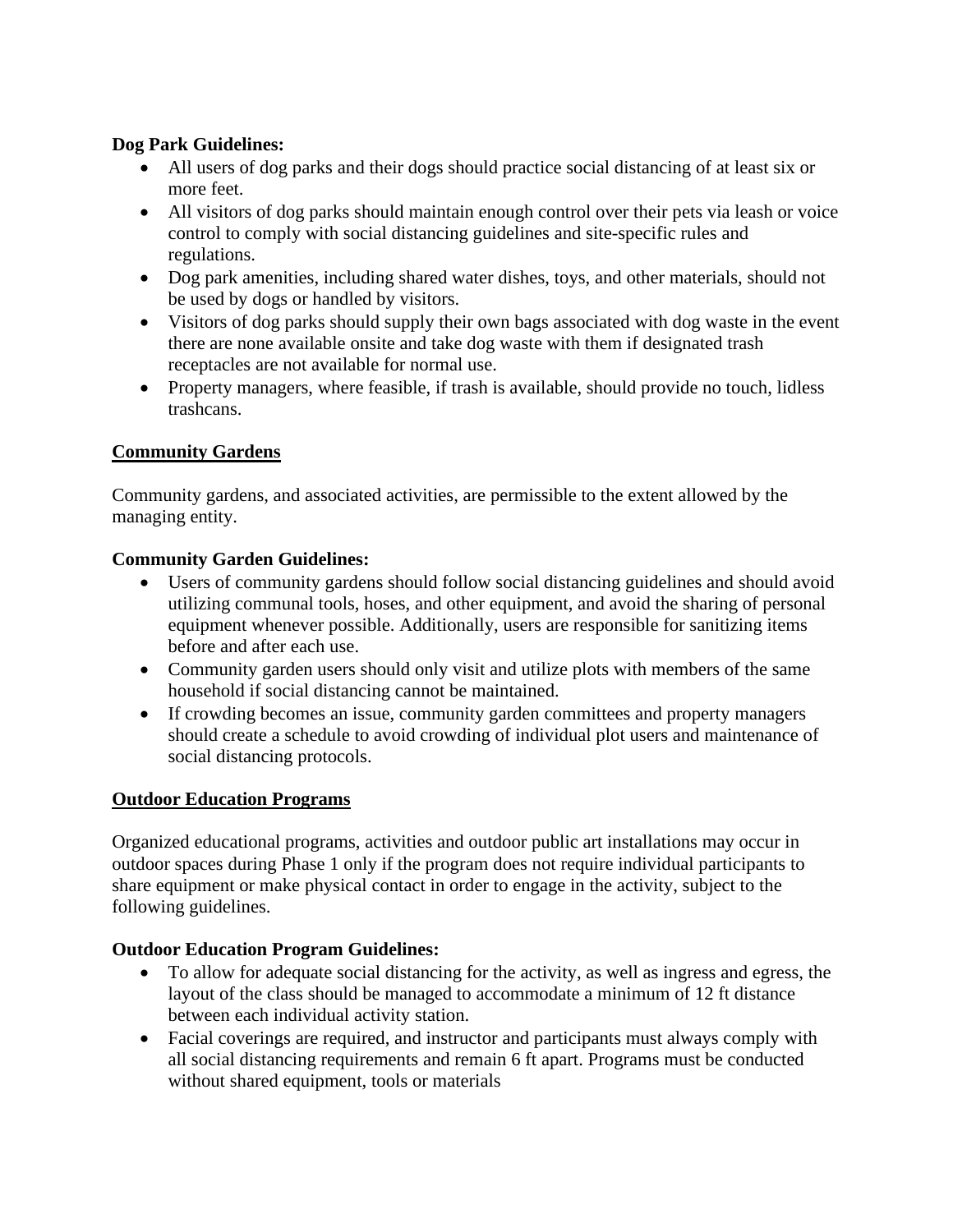**Dog Park Guidelines:**

- All users of dog parks and their dogs should practice social distancing of at least six or more feet.
- All visitors of dog parks should maintain enough control over their pets via leash or voice control to comply with social distancing guidelines and site-specific rules and regulations.
- Dog park amenities, including shared water dishes, toys, and other materials, should not be used by dogs or handled by visitors.
- Visitors of dog parks should supply their own bags associated with dog waste in the event there are none available onsite and take dog waste with them if designated trash receptacles are not available for normal use.
- Property managers, where feasible, if trash is available, should provide no touch, lidless trashcans.

**Community Gardens**

Community gardens, and associated activities, are permissible to the extent allowed by the managing entity.

**Community Garden Guidelines:**

- Users of community gardens should follow social distancing guidelines and should avoid utilizing communal tools, hoses, and other equipment, and avoid the sharing of personal equipment whenever possible. Additionally, users are responsible for sanitizing items before and after each use.
- Community garden users should only visit and utilize plots with members of the same household if social distancing cannot be maintained.
- If crowding becomes an issue, community garden committees and property managers should create a schedule to avoid crowding of individual plot users and maintenance of social distancing protocols.

**Outdoor Education Programs**

Organized educational programs, activities and outdoor public art installations may occur in outdoor spaces during Phase 1 only if the program does not require individual participants to share equipment or make physical contact in order to engage in the activity, subject to the following guidelines.

**Outdoor Education Program Guidelines:**

- To allow for adequate social distancing for the activity, as well as ingress and egress, the layout of the class should be managed to accommodate a minimum of 12 ft distance between each individual activity station.
- Facial coverings are required, and instructor and participants must always comply with all social distancing requirements and remain 6 ft apart. Programs must be conducted without shared equipment, tools or materials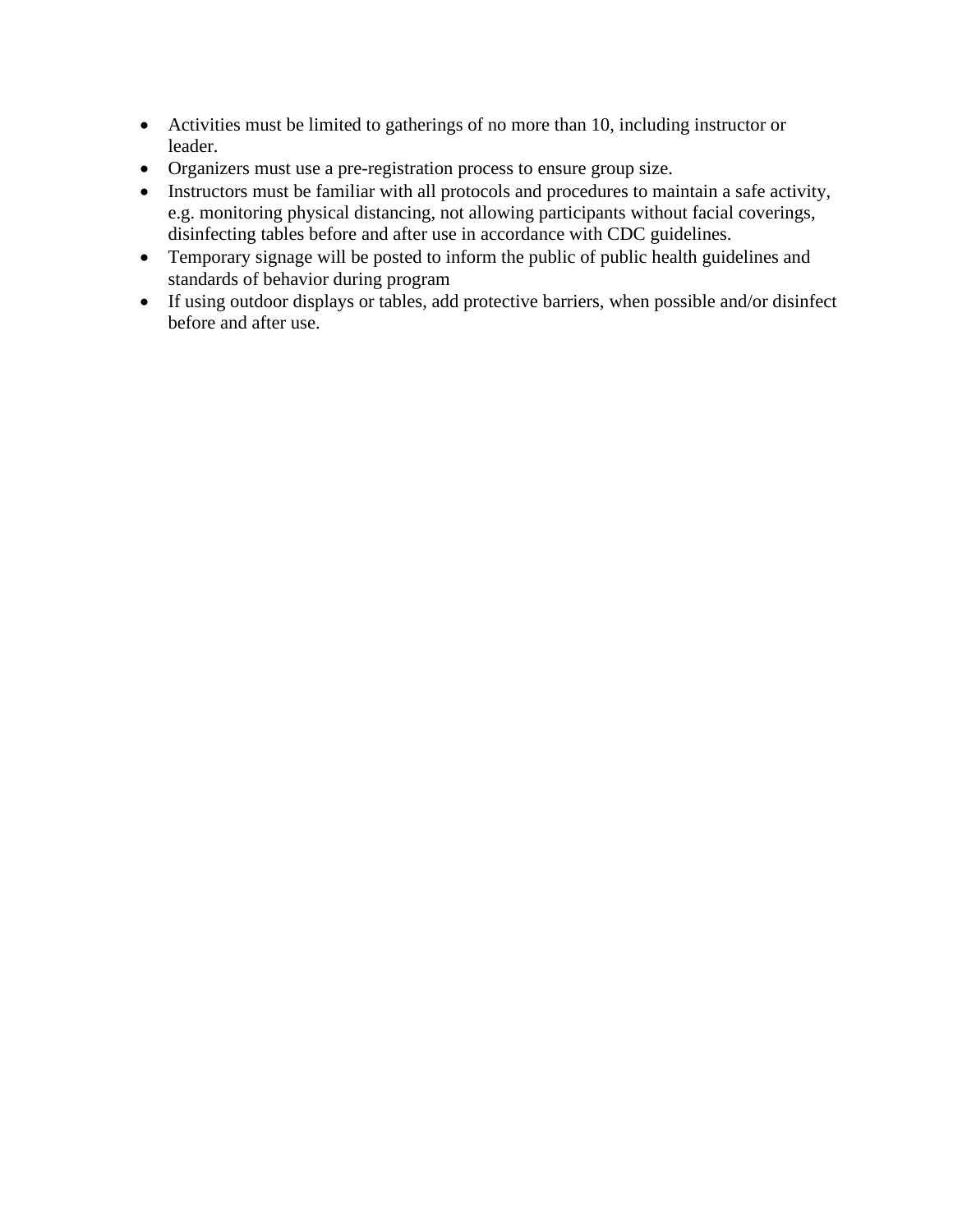- Activities must be limited to gatherings of no more than 10, including instructor or leader.
- Organizers must use a pre-registration process to ensure group size.
- Instructors must be familiar with all protocols and procedures to maintain a safe activity, e.g. monitoring physical distancing, not allowing participants without facial coverings, disinfecting tables before and after use in accordance with CDC guidelines.
- Temporary signage will be posted to inform the public of public health guidelines and standards of behavior during program
- If using outdoor displays or tables, add protective barriers, when possible and/or disinfect before and after use.